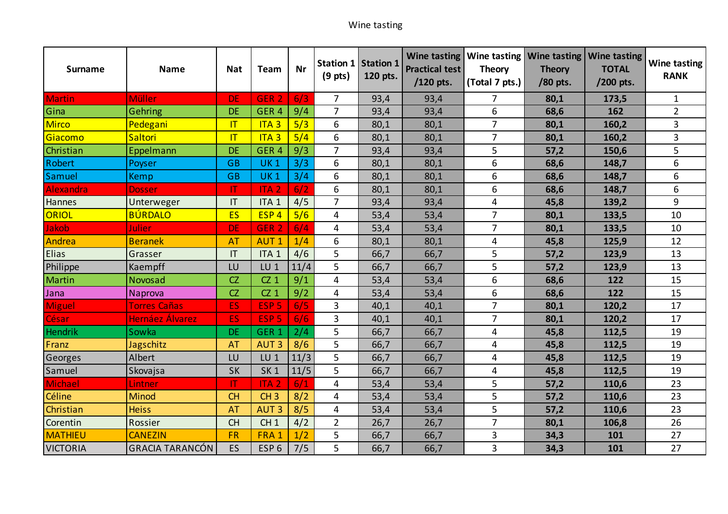Wine tasting

| Surname | Name | Nat | Team | Nr | Station 1 (9 pts) | Station 1 120 pts. | Wine tasting Practical test /120 pts. | Wine tasting Theory (Total 7 pts.) | Wine tasting Theory /80 pts. | Wine tasting TOTAL /200 pts. | Wine tasting RANK |
|---|---|---|---|---|---|---|---|---|---|---|---|
| Martin | Müller | DE | GER 2 | 6/3 | 7 | 93,4 | 93,4 | 7 | **80,1** | **173,5** | 1 |
| Gina | Gehring | DE | GER 4 | 9/4 | 7 | 93,4 | 93,4 | 6 | **68,6** | **162** | 2 |
| Mirco | Pedegani | IT | ITA 3 | 5/3 | 6 | 80,1 | 80,1 | 7 | **80,1** | **160,2** | 3 |
| Giacomo | Saltori | IT | ITA 3 | 5/4 | 6 | 80,1 | 80,1 | 7 | **80,1** | **160,2** | 3 |
| Christian | Eppelmann | DE | GER 4 | 9/3 | 7 | 93,4 | 93,4 | 5 | **57,2** | **150,6** | 5 |
| Robert | Poyser | GB | UK 1 | 3/3 | 6 | 80,1 | 80,1 | 6 | **68,6** | **148,7** | 6 |
| Samuel | Kemp | GB | UK 1 | 3/4 | 6 | 80,1 | 80,1 | 6 | **68,6** | **148,7** | 6 |
| Alexandra | Dosser | IT | ITA 2 | 6/2 | 6 | 80,1 | 80,1 | 6 | **68,6** | **148,7** | 6 |
| Hannes | Unterweger | IT | ITA 1 | 4/5 | 7 | 93,4 | 93,4 | 4 | **45,8** | **139,2** | 9 |
| ORIOL | BÚRDALO | ES | ESP 4 | 5/6 | 4 | 53,4 | 53,4 | 7 | **80,1** | **133,5** | 10 |
| Jakob | Julier | DE | GER 2 | 6/4 | 4 | 53,4 | 53,4 | 7 | **80,1** | **133,5** | 10 |
| Andrea | Beranek | AT | AUT 1 | 1/4 | 6 | 80,1 | 80,1 | 4 | **45,8** | **125,9** | 12 |
| Elias | Grasser | IT | ITA 1 | 4/6 | 5 | 66,7 | 66,7 | 5 | **57,2** | **123,9** | 13 |
| Philippe | Kaempff | LU | LU 1 | 11/4 | 5 | 66,7 | 66,7 | 5 | **57,2** | **123,9** | 13 |
| Martin | Novosad | CZ | CZ 1 | 9/1 | 4 | 53,4 | 53,4 | 6 | **68,6** | **122** | 15 |
| Jana | Naprova | CZ | CZ 1 | 9/2 | 4 | 53,4 | 53,4 | 6 | **68,6** | **122** | 15 |
| Miguel | Torres Cañas | ES | ESP 5 | 6/5 | 3 | 40,1 | 40,1 | 7 | **80,1** | **120,2** | 17 |
| César | Hernáez Álvarez | ES | ESP 5 | 6/6 | 3 | 40,1 | 40,1 | 7 | **80,1** | **120,2** | 17 |
| Hendrik | Sowka | DE | GER 1 | 2/4 | 5 | 66,7 | 66,7 | 4 | **45,8** | **112,5** | 19 |
| Franz | Jagschitz | AT | AUT 3 | 8/6 | 5 | 66,7 | 66,7 | 4 | **45,8** | **112,5** | 19 |
| Georges | Albert | LU | LU 1 | 11/3 | 5 | 66,7 | 66,7 | 4 | **45,8** | **112,5** | 19 |
| Samuel | Skovajsa | SK | SK 1 | 11/5 | 5 | 66,7 | 66,7 | 4 | **45,8** | **112,5** | 19 |
| Michael | Lintner | IT | ITA 2 | 6/1 | 4 | 53,4 | 53,4 | 5 | **57,2** | **110,6** | 23 |
| Céline | Minod | CH | CH 3 | 8/2 | 4 | 53,4 | 53,4 | 5 | **57,2** | **110,6** | 23 |
| Christian | Heiss | AT | AUT 3 | 8/5 | 4 | 53,4 | 53,4 | 5 | **57,2** | **110,6** | 23 |
| Corentin | Rossier | CH | CH 1 | 4/2 | 2 | 26,7 | 26,7 | 7 | **80,1** | **106,8** | 26 |
| MATHIEU | CANEZIN | FR | FRA 1 | 1/2 | 5 | 66,7 | 66,7 | 3 | **34,3** | **101** | 27 |
| VICTORIA | GRACIA TARANCÓN | ES | ESP 6 | 7/5 | 5 | 66,7 | 66,7 | 3 | **34,3** | **101** | 27 |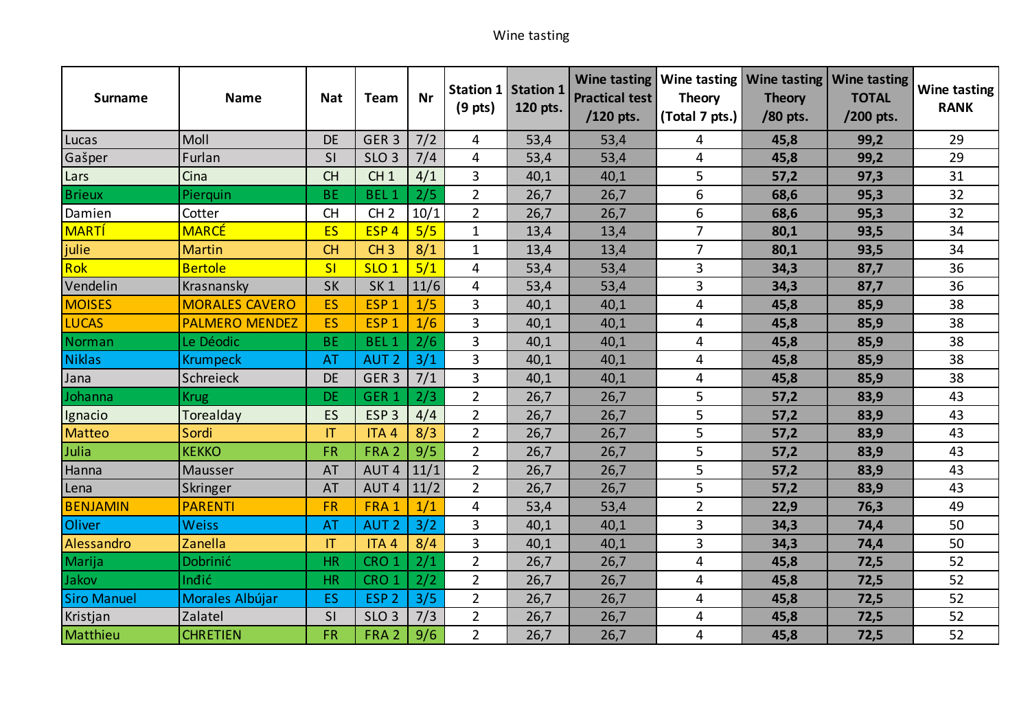Wine tasting

| Surname | Name | Nat | Team | Nr | Station 1 (9 pts) | Station 1 120 pts. | Wine tasting Practical test /120 pts. | Wine tasting Theory (Total 7 pts.) | Wine tasting Theory /80 pts. | Wine tasting TOTAL /200 pts. | Wine tasting RANK |
|---|---|---|---|---|---|---|---|---|---|---|---|
| Lucas | Moll | DE | GER 3 | 7/2 | 4 | 53,4 | 53,4 | 4 | **45,8** | **99,2** | 29 |
| Gašper | Furlan | SI | SLO 3 | 7/4 | 4 | 53,4 | 53,4 | 4 | **45,8** | **99,2** | 29 |
| Lars | Cina | CH | CH 1 | 4/1 | 3 | 40,1 | 40,1 | 5 | **57,2** | **97,3** | 31 |
| Brieux | Pierquin | BE | BEL 1 | 2/5 | 2 | 26,7 | 26,7 | 6 | **68,6** | **95,3** | 32 |
| Damien | Cotter | CH | CH 2 | 10/1 | 2 | 26,7 | 26,7 | 6 | **68,6** | **95,3** | 32 |
| MARTÍ | MARCÉ | ES | ESP 4 | 5/5 | 1 | 13,4 | 13,4 | 7 | **80,1** | **93,5** | 34 |
| julie | Martin | CH | CH 3 | 8/1 | 1 | 13,4 | 13,4 | 7 | **80,1** | **93,5** | 34 |
| Rok | Bertole | SI | SLO 1 | 5/1 | 4 | 53,4 | 53,4 | 3 | **34,3** | **87,7** | 36 |
| Vendelin | Krasnansky | SK | SK 1 | 11/6 | 4 | 53,4 | 53,4 | 3 | **34,3** | **87,7** | 36 |
| MOISES | MORALES CAVERO | ES | ESP 1 | 1/5 | 3 | 40,1 | 40,1 | 4 | **45,8** | **85,9** | 38 |
| LUCAS | PALMERO MENDEZ | ES | ESP 1 | 1/6 | 3 | 40,1 | 40,1 | 4 | **45,8** | **85,9** | 38 |
| Norman | Le Déodic | BE | BEL 1 | 2/6 | 3 | 40,1 | 40,1 | 4 | **45,8** | **85,9** | 38 |
| Niklas | Krumpeck | AT | AUT 2 | 3/1 | 3 | 40,1 | 40,1 | 4 | **45,8** | **85,9** | 38 |
| Jana | Schreieck | DE | GER 3 | 7/1 | 3 | 40,1 | 40,1 | 4 | **45,8** | **85,9** | 38 |
| Johanna | Krug | DE | GER 1 | 2/3 | 2 | 26,7 | 26,7 | 5 | **57,2** | **83,9** | 43 |
| Ignacio | Torealday | ES | ESP 3 | 4/4 | 2 | 26,7 | 26,7 | 5 | **57,2** | **83,9** | 43 |
| Matteo | Sordi | IT | ITA 4 | 8/3 | 2 | 26,7 | 26,7 | 5 | **57,2** | **83,9** | 43 |
| Julia | KEKKO | FR | FRA 2 | 9/5 | 2 | 26,7 | 26,7 | 5 | **57,2** | **83,9** | 43 |
| Hanna | Mausser | AT | AUT 4 | 11/1 | 2 | 26,7 | 26,7 | 5 | **57,2** | **83,9** | 43 |
| Lena | Skringer | AT | AUT 4 | 11/2 | 2 | 26,7 | 26,7 | 5 | **57,2** | **83,9** | 43 |
| BENJAMIN | PARENTI | FR | FRA 1 | 1/1 | 4 | 53,4 | 53,4 | 2 | **22,9** | **76,3** | 49 |
| Oliver | Weiss | AT | AUT 2 | 3/2 | 3 | 40,1 | 40,1 | 3 | **34,3** | **74,4** | 50 |
| Alessandro | Zanella | IT | ITA 4 | 8/4 | 3 | 40,1 | 40,1 | 3 | **34,3** | **74,4** | 50 |
| Marija | Dobrinić | HR | CRO 1 | 2/1 | 2 | 26,7 | 26,7 | 4 | **45,8** | **72,5** | 52 |
| Jakov | Inđić | HR | CRO 1 | 2/2 | 2 | 26,7 | 26,7 | 4 | **45,8** | **72,5** | 52 |
| Siro Manuel | Morales Albújar | ES | ESP 2 | 3/5 | 2 | 26,7 | 26,7 | 4 | **45,8** | **72,5** | 52 |
| Kristjan | Zalatel | SI | SLO 3 | 7/3 | 2 | 26,7 | 26,7 | 4 | **45,8** | **72,5** | 52 |
| Matthieu | CHRETIEN | FR | FRA 2 | 9/6 | 2 | 26,7 | 26,7 | 4 | **45,8** | **72,5** | 52 |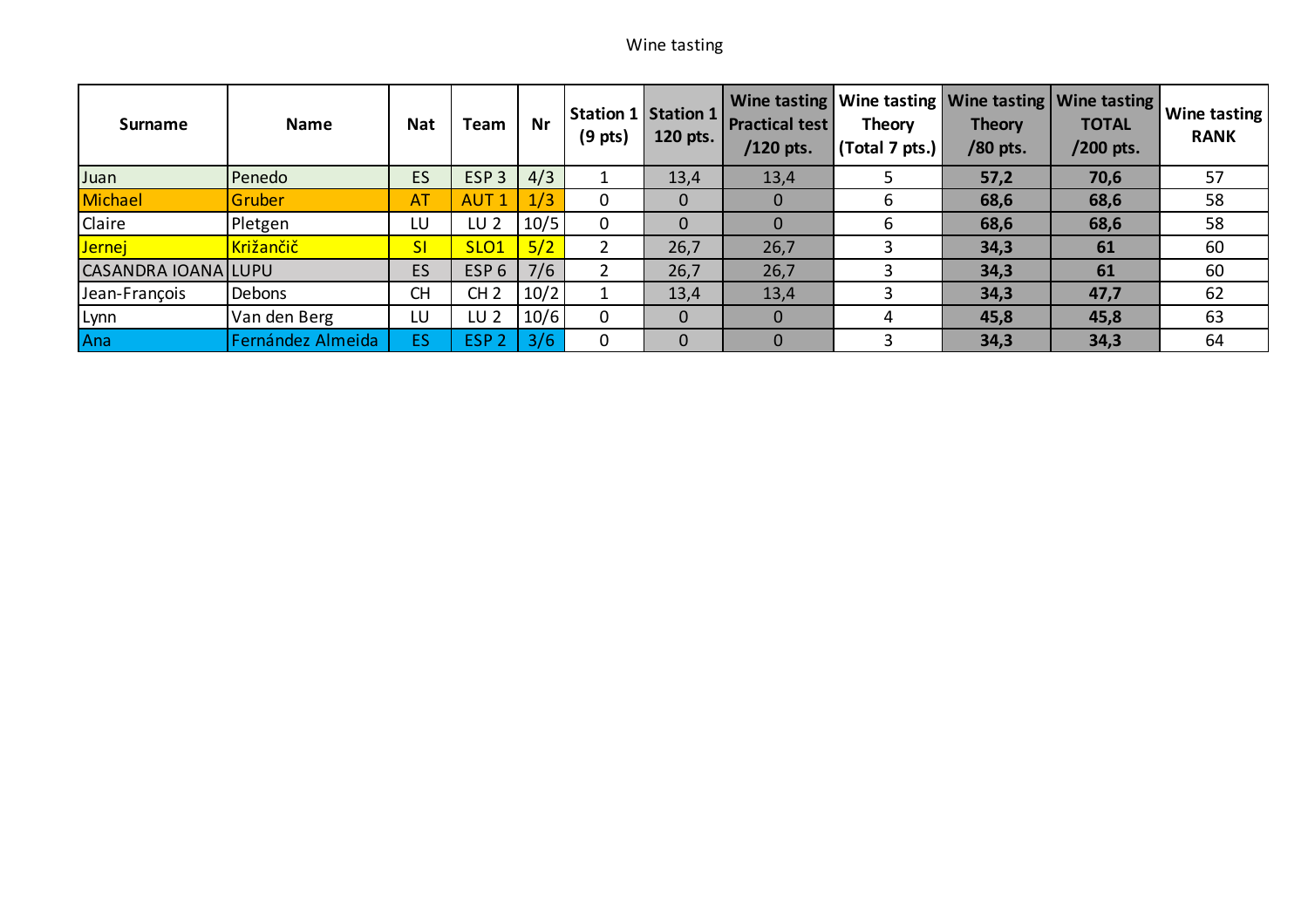Wine tasting

| Surname | Name | Nat | Team | Nr | Station 1 (9 pts) | Station 1 120 pts. | Wine tasting Practical test /120 pts. | Wine tasting Theory (Total 7 pts.) | Wine tasting Theory /80 pts. | Wine tasting TOTAL /200 pts. | Wine tasting RANK |
|---|---|---|---|---|---|---|---|---|---|---|---|
| Juan | Penedo | ES | ESP 3 | 4/3 | 1 | 13,4 | 13,4 | 5 | **57,2** | **70,6** | 57 |
| Michael | Gruber | AT | AUT 1 | 1/3 | 0 | 0 | 0 | 6 | **68,6** | **68,6** | 58 |
| Claire | Pletgen | LU | LU 2 | 10/5 | 0 | 0 | 0 | 6 | **68,6** | **68,6** | 58 |
| Jernej | Križančič | SI | SLO1 | 5/2 | 2 | 26,7 | 26,7 | 3 | **34,3** | **61** | 60 |
| CASANDRA IOANA | LUPU | ES | ESP 6 | 7/6 | 2 | 26,7 | 26,7 | 3 | **34,3** | **61** | 60 |
| Jean-François | Debons | CH | CH 2 | 10/2 | 1 | 13,4 | 13,4 | 3 | **34,3** | **47,7** | 62 |
| Lynn | Van den Berg | LU | LU 2 | 10/6 | 0 | 0 | 0 | 4 | **45,8** | **45,8** | 63 |
| Ana | Fernández Almeida | ES | ESP 2 | 3/6 | 0 | 0 | 0 | 3 | **34,3** | **34,3** | 64 |